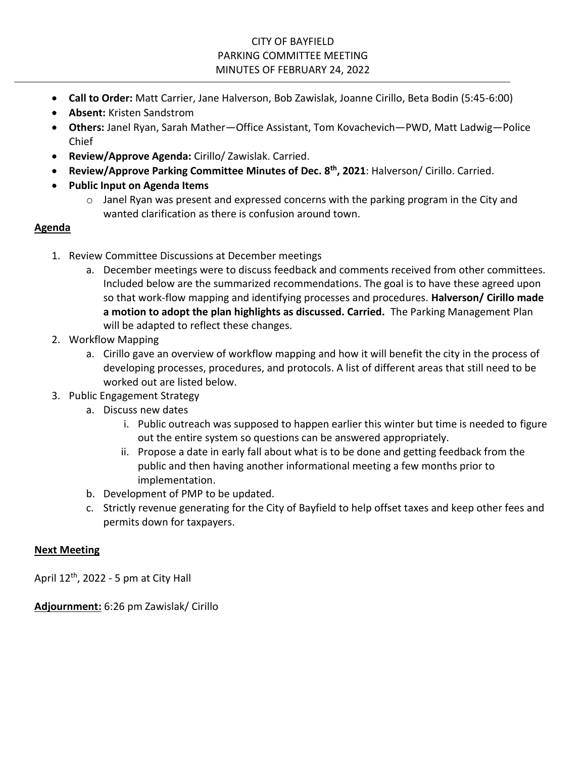# CITY OF BAYFIELD
## PARKING COMMITTEE MEETING
## MINUTES OF FEBRUARY 24, 2022

- **Call to Order:** Matt Carrier, Jane Halverson, Bob Zawislak, Joanne Cirillo, Beta Bodin (5:45-6:00)
- **Absent:** Kristen Sandstrom
- **Others:** Janel Ryan, Sarah Mather—Office Assistant, Tom Kovachevich—PWD, Matt Ladwig—Police Chief
- **Review/Approve Agenda:** Cirillo/ Zawislak. Carried.
- **Review/Approve Parking Committee Minutes of Dec. 8th, 2021**: Halverson/ Cirillo. Carried.
- **Public Input on Agenda Items**
  - Janel Ryan was present and expressed concerns with the parking program in the City and wanted clarification as there is confusion around town.

**Agenda**

1. Review Committee Discussions at December meetings
   a. December meetings were to discuss feedback and comments received from other committees. Included below are the summarized recommendations. The goal is to have these agreed upon so that work-flow mapping and identifying processes and procedures. **Halverson/ Cirillo made a motion to adopt the plan highlights as discussed. Carried.** The Parking Management Plan will be adapted to reflect these changes.
2. Workflow Mapping
   a. Cirillo gave an overview of workflow mapping and how it will benefit the city in the process of developing processes, procedures, and protocols. A list of different areas that still need to be worked out are listed below.
3. Public Engagement Strategy
   a. Discuss new dates
      i. Public outreach was supposed to happen earlier this winter but time is needed to figure out the entire system so questions can be answered appropriately.
      ii. Propose a date in early fall about what is to be done and getting feedback from the public and then having another informational meeting a few months prior to implementation.
   b. Development of PMP to be updated.
   c. Strictly revenue generating for the City of Bayfield to help offset taxes and keep other fees and permits down for taxpayers.

**Next Meeting**

April 12th, 2022 - 5 pm at City Hall

**Adjournment:** 6:26 pm Zawislak/ Cirillo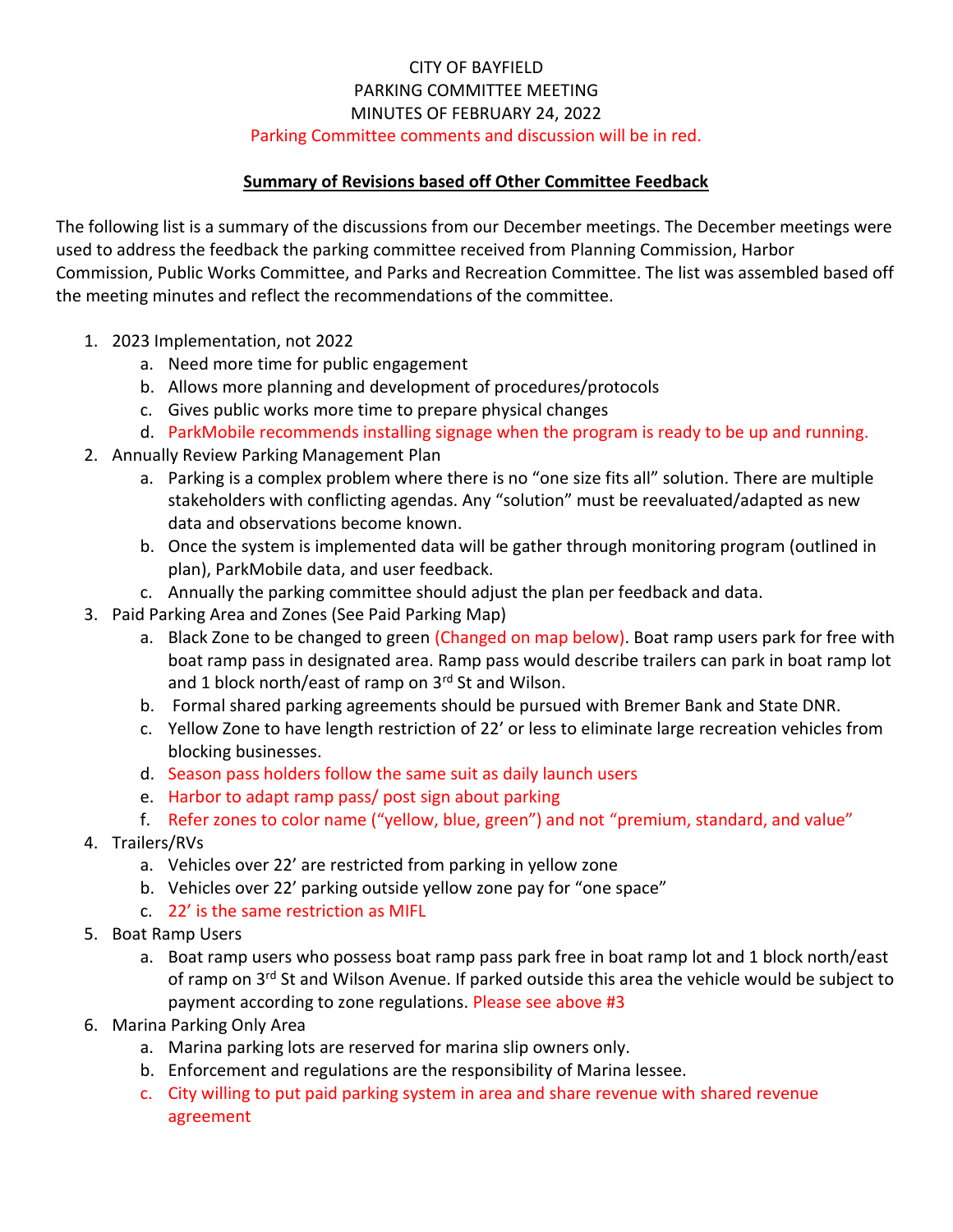CITY OF BAYFIELD
PARKING COMMITTEE MEETING
MINUTES OF FEBRUARY 24, 2022
Parking Committee comments and discussion will be in red.

**Summary of Revisions based off Other Committee Feedback**

The following list is a summary of the discussions from our December meetings. The December meetings were used to address the feedback the parking committee received from Planning Commission, Harbor Commission, Public Works Committee, and Parks and Recreation Committee. The list was assembled based off the meeting minutes and reflect the recommendations of the committee.

1. 2023 Implementation, not 2022
   a. Need more time for public engagement
   b. Allows more planning and development of procedures/protocols
   c. Gives public works more time to prepare physical changes
   d. ParkMobile recommends installing signage when the program is ready to be up and running.
2. Annually Review Parking Management Plan
   a. Parking is a complex problem where there is no "one size fits all" solution. There are multiple stakeholders with conflicting agendas. Any "solution" must be reevaluated/adapted as new data and observations become known.
   b. Once the system is implemented data will be gather through monitoring program (outlined in plan), ParkMobile data, and user feedback.
   c. Annually the parking committee should adjust the plan per feedback and data.
3. Paid Parking Area and Zones (See Paid Parking Map)
   a. Black Zone to be changed to green (Changed on map below). Boat ramp users park for free with boat ramp pass in designated area. Ramp pass would describe trailers can park in boat ramp lot and 1 block north/east of ramp on 3rd St and Wilson.
   b. Formal shared parking agreements should be pursued with Bremer Bank and State DNR.
   c. Yellow Zone to have length restriction of 22' or less to eliminate large recreation vehicles from blocking businesses.
   d. Season pass holders follow the same suit as daily launch users
   e. Harbor to adapt ramp pass/ post sign about parking
   f. Refer zones to color name ("yellow, blue, green") and not "premium, standard, and value"
4. Trailers/RVs
   a. Vehicles over 22' are restricted from parking in yellow zone
   b. Vehicles over 22' parking outside yellow zone pay for "one space"
   c. 22' is the same restriction as MIFL
5. Boat Ramp Users
   a. Boat ramp users who possess boat ramp pass park free in boat ramp lot and 1 block north/east of ramp on 3rd St and Wilson Avenue. If parked outside this area the vehicle would be subject to payment according to zone regulations. Please see above #3
6. Marina Parking Only Area
   a. Marina parking lots are reserved for marina slip owners only.
   b. Enforcement and regulations are the responsibility of Marina lessee.
   c. City willing to put paid parking system in area and share revenue with shared revenue agreement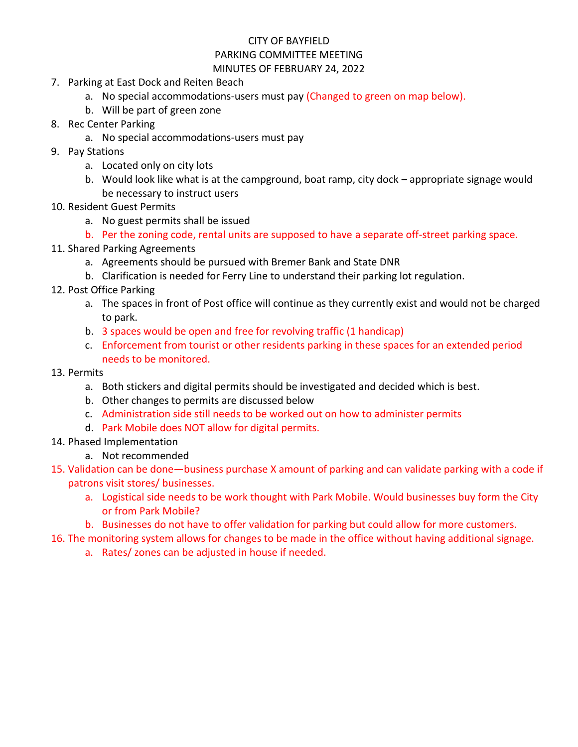CITY OF BAYFIELD
PARKING COMMITTEE MEETING
MINUTES OF FEBRUARY 24, 2022

7. Parking at East Dock and Reiten Beach
    a. No special accommodations-users must pay (Changed to green on map below).
    b. Will be part of green zone
8. Rec Center Parking
    a. No special accommodations-users must pay
9. Pay Stations
    a. Located only on city lots
    b. Would look like what is at the campground, boat ramp, city dock – appropriate signage would be necessary to instruct users
10. Resident Guest Permits
    a. No guest permits shall be issued
    b. Per the zoning code, rental units are supposed to have a separate off-street parking space.
11. Shared Parking Agreements
    a. Agreements should be pursued with Bremer Bank and State DNR
    b. Clarification is needed for Ferry Line to understand their parking lot regulation.
12. Post Office Parking
    a. The spaces in front of Post office will continue as they currently exist and would not be charged to park.
    b. 3 spaces would be open and free for revolving traffic (1 handicap)
    c. Enforcement from tourist or other residents parking in these spaces for an extended period needs to be monitored.
13. Permits
    a. Both stickers and digital permits should be investigated and decided which is best.
    b. Other changes to permits are discussed below
    c. Administration side still needs to be worked out on how to administer permits
    d. Park Mobile does NOT allow for digital permits.
14. Phased Implementation
    a. Not recommended
15. Validation can be done—business purchase X amount of parking and can validate parking with a code if patrons visit stores/ businesses.
    a. Logistical side needs to be work thought with Park Mobile. Would businesses buy form the City or from Park Mobile?
    b. Businesses do not have to offer validation for parking but could allow for more customers.
16. The monitoring system allows for changes to be made in the office without having additional signage.
    a. Rates/ zones can be adjusted in house if needed.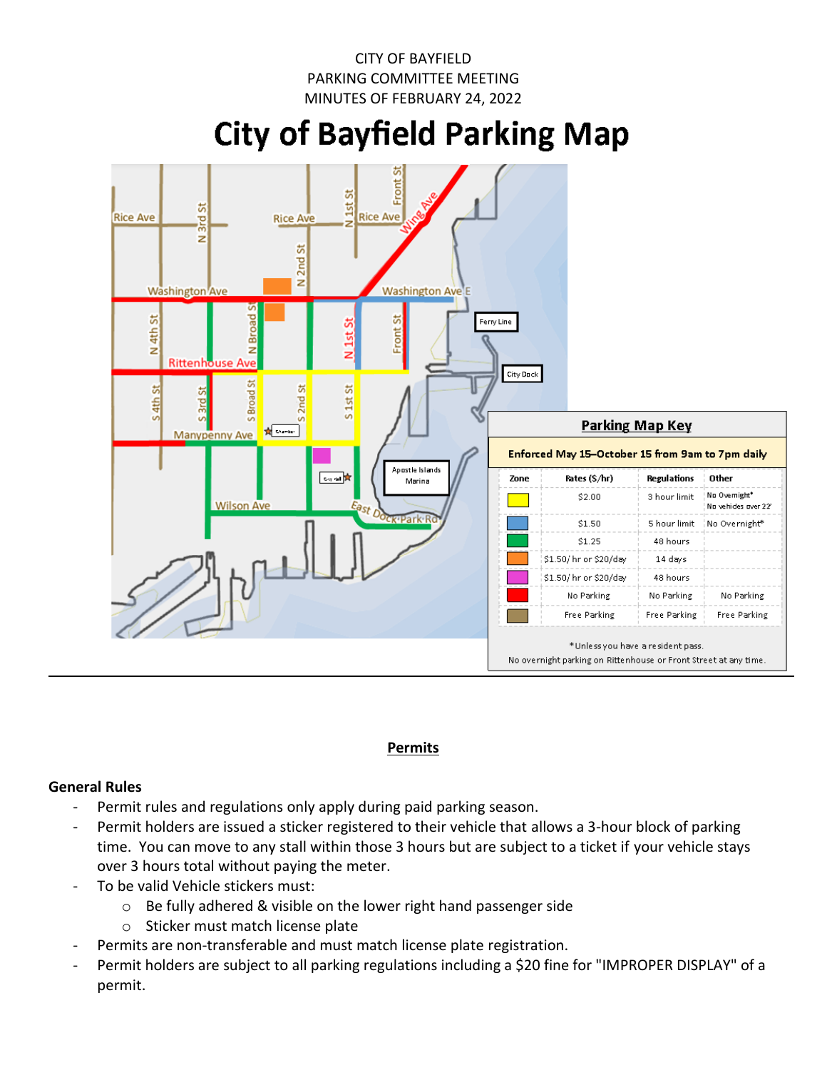CITY OF BAYFIELD
PARKING COMMITTEE MEETING
MINUTES OF FEBRUARY 24, 2022

# City of Bayfield Parking Map

**Parking Map Key**

**Enforced May 15–October 15 from 9am to 7pm daily**

| Zone | Rates ($/hr) | Regulations | Other |
|---|---|---|---|
| Yellow | $2.00 | 3 hour limit | No Overnight* No vehicles over 22' |
| Blue | $1.50 | 5 hour limit | No Overnight* |
| Green | $1.25 | 48 hours | |
| Orange | $1.50/ hr or $20/day | 14 days | |
| Pink | $1.50/ hr or $20/day | 48 hours | |
| Red | No Parking | No Parking | No Parking |
| Brown | Free Parking | Free Parking | Free Parking |

*Unless you have a resident pass.
No overnight parking on Rittenhouse or Front Street at any time.

---

## Permits

### General Rules

- Permit rules and regulations only apply during paid parking season.
- Permit holders are issued a sticker registered to their vehicle that allows a 3-hour block of parking time. You can move to any stall within those 3 hours but are subject to a ticket if your vehicle stays over 3 hours total without paying the meter.
- To be valid Vehicle stickers must:
  - Be fully adhered & visible on the lower right hand passenger side
  - Sticker must match license plate
- Permits are non-transferable and must match license plate registration.
- Permit holders are subject to all parking regulations including a $20 fine for "IMPROPER DISPLAY" of a permit.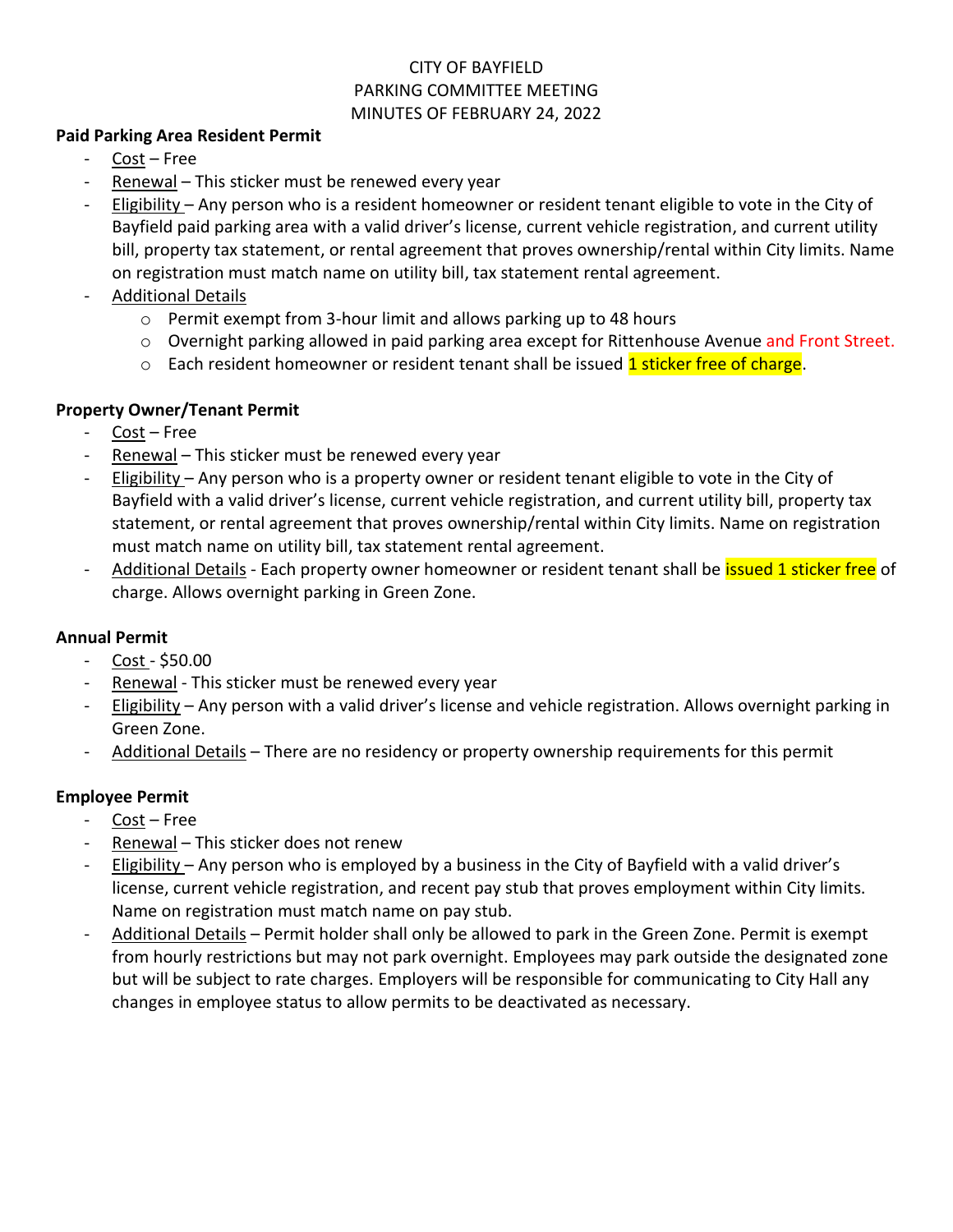CITY OF BAYFIELD
PARKING COMMITTEE MEETING
MINUTES OF FEBRUARY 24, 2022

**Paid Parking Area Resident Permit**

- Cost – Free
- Renewal – This sticker must be renewed every year
- Eligibility – Any person who is a resident homeowner or resident tenant eligible to vote in the City of Bayfield paid parking area with a valid driver's license, current vehicle registration, and current utility bill, property tax statement, or rental agreement that proves ownership/rental within City limits. Name on registration must match name on utility bill, tax statement rental agreement.
- Additional Details
  - Permit exempt from 3-hour limit and allows parking up to 48 hours
  - Overnight parking allowed in paid parking area except for Rittenhouse Avenue and Front Street.
  - Each resident homeowner or resident tenant shall be issued 1 sticker free of charge.

**Property Owner/Tenant Permit**

- Cost – Free
- Renewal – This sticker must be renewed every year
- Eligibility – Any person who is a property owner or resident tenant eligible to vote in the City of Bayfield with a valid driver's license, current vehicle registration, and current utility bill, property tax statement, or rental agreement that proves ownership/rental within City limits. Name on registration must match name on utility bill, tax statement rental agreement.
- Additional Details - Each property owner homeowner or resident tenant shall be issued 1 sticker free of charge. Allows overnight parking in Green Zone.

**Annual Permit**

- Cost - $50.00
- Renewal - This sticker must be renewed every year
- Eligibility – Any person with a valid driver's license and vehicle registration. Allows overnight parking in Green Zone.
- Additional Details – There are no residency or property ownership requirements for this permit

**Employee Permit**

- Cost – Free
- Renewal – This sticker does not renew
- Eligibility – Any person who is employed by a business in the City of Bayfield with a valid driver's license, current vehicle registration, and recent pay stub that proves employment within City limits. Name on registration must match name on pay stub.
- Additional Details – Permit holder shall only be allowed to park in the Green Zone. Permit is exempt from hourly restrictions but may not park overnight. Employees may park outside the designated zone but will be subject to rate charges. Employers will be responsible for communicating to City Hall any changes in employee status to allow permits to be deactivated as necessary.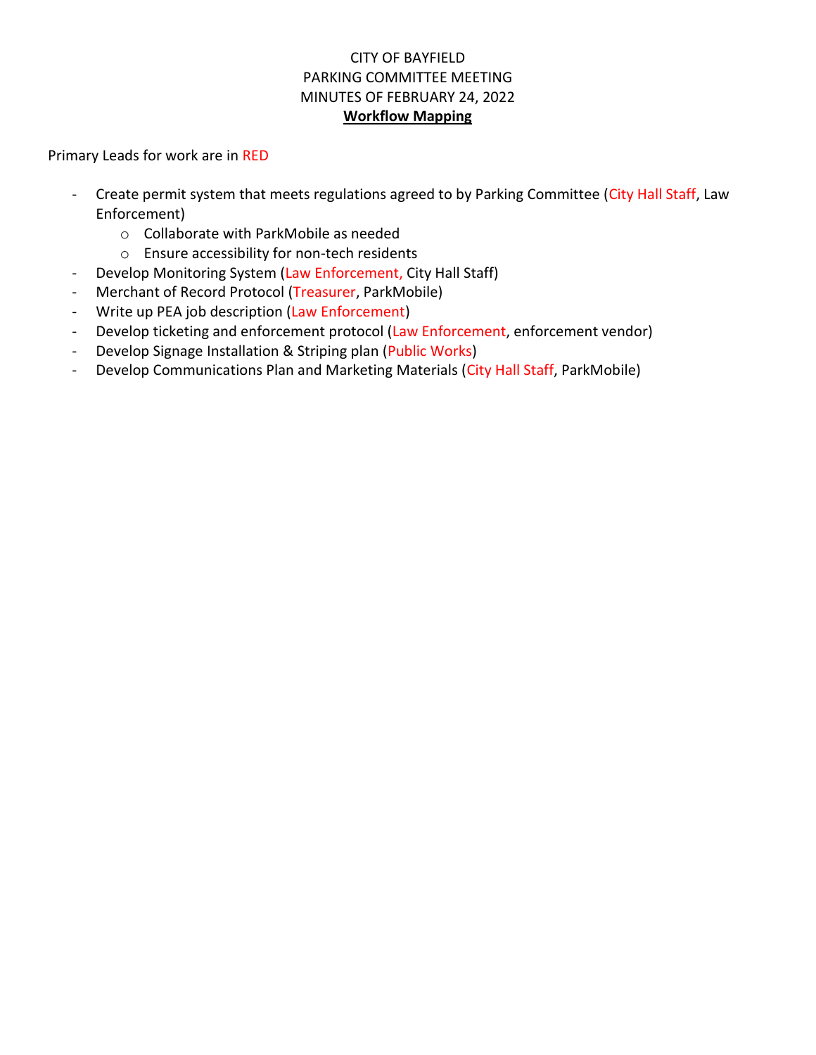CITY OF BAYFIELD
PARKING COMMITTEE MEETING
MINUTES OF FEBRUARY 24, 2022

**Workflow Mapping**

Primary Leads for work are in RED

- Create permit system that meets regulations agreed to by Parking Committee (City Hall Staff, Law Enforcement)
  - Collaborate with ParkMobile as needed
  - Ensure accessibility for non-tech residents
- Develop Monitoring System (Law Enforcement, City Hall Staff)
- Merchant of Record Protocol (Treasurer, ParkMobile)
- Write up PEA job description (Law Enforcement)
- Develop ticketing and enforcement protocol (Law Enforcement, enforcement vendor)
- Develop Signage Installation & Striping plan (Public Works)
- Develop Communications Plan and Marketing Materials (City Hall Staff, ParkMobile)